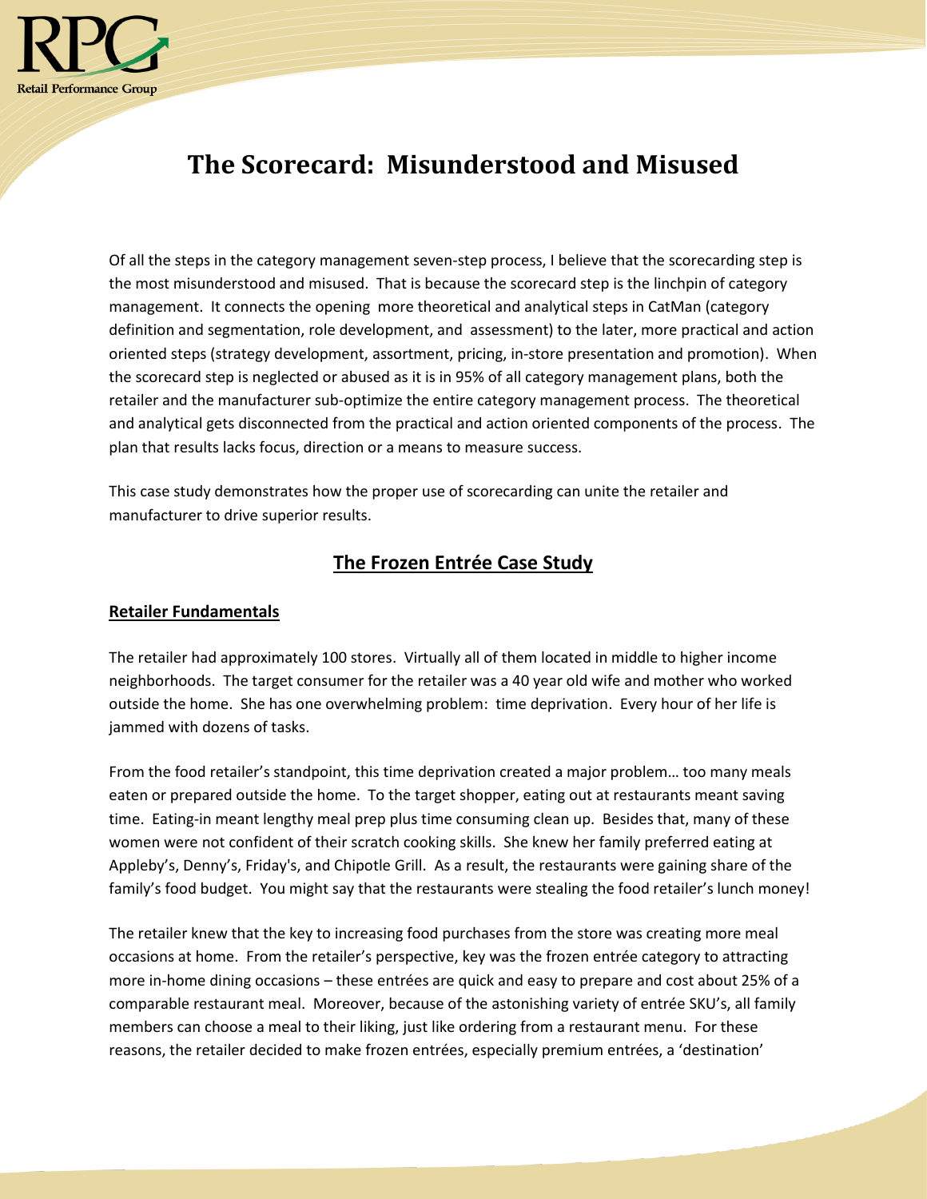# The Scorecard: Misunderstood and Misused

Of all the steps in the category management seven-step process, I believe that the scorecarding step is the most misunderstood and misused. That is because the scorecard step is the linchpin of category management. It connects the opening more theoretical and analytical steps in CatMan (category definition and segmentation, role development, and assessment) to the later, more practical and action oriented steps (strategy development, assortment, pricing, in-store presentation and promotion). When the scorecard step is neglected or abused as it is in 95% of all category management plans, both the retailer and the manufacturer sub-optimize the entire category management process. The theoretical and analytical gets disconnected from the practical and action oriented components of the process. The plan that results lacks focus, direction or a means to measure success.

This case study demonstrates how the proper use of scorecarding can unite the retailer and manufacturer to drive superior results.

## The Frozen Entrée Case Study

### Retailer Fundamentals

The retailer had approximately 100 stores. Virtually all of them located in middle to higher income neighborhoods. The target consumer for the retailer was a 40 year old wife and mother who worked outside the home. She has one overwhelming problem: time deprivation. Every hour of her life is jammed with dozens of tasks.

From the food retailer's standpoint, this time deprivation created a major problem… too many meals eaten or prepared outside the home. To the target shopper, eating out at restaurants meant saving time. Eating-in meant lengthy meal prep plus time consuming clean up. Besides that, many of these women were not confident of their scratch cooking skills. She knew her family preferred eating at Appleby's, Denny's, Friday's, and Chipotle Grill. As a result, the restaurants were gaining share of the family's food budget. You might say that the restaurants were stealing the food retailer's lunch money!

The retailer knew that the key to increasing food purchases from the store was creating more meal occasions at home. From the retailer's perspective, key was the frozen entrée category to attracting more in-home dining occasions – these entrées are quick and easy to prepare and cost about 25% of a comparable restaurant meal. Moreover, because of the astonishing variety of entrée SKU's, all family members can choose a meal to their liking, just like ordering from a restaurant menu. For these reasons, the retailer decided to make frozen entrées, especially premium entrées, a 'destination'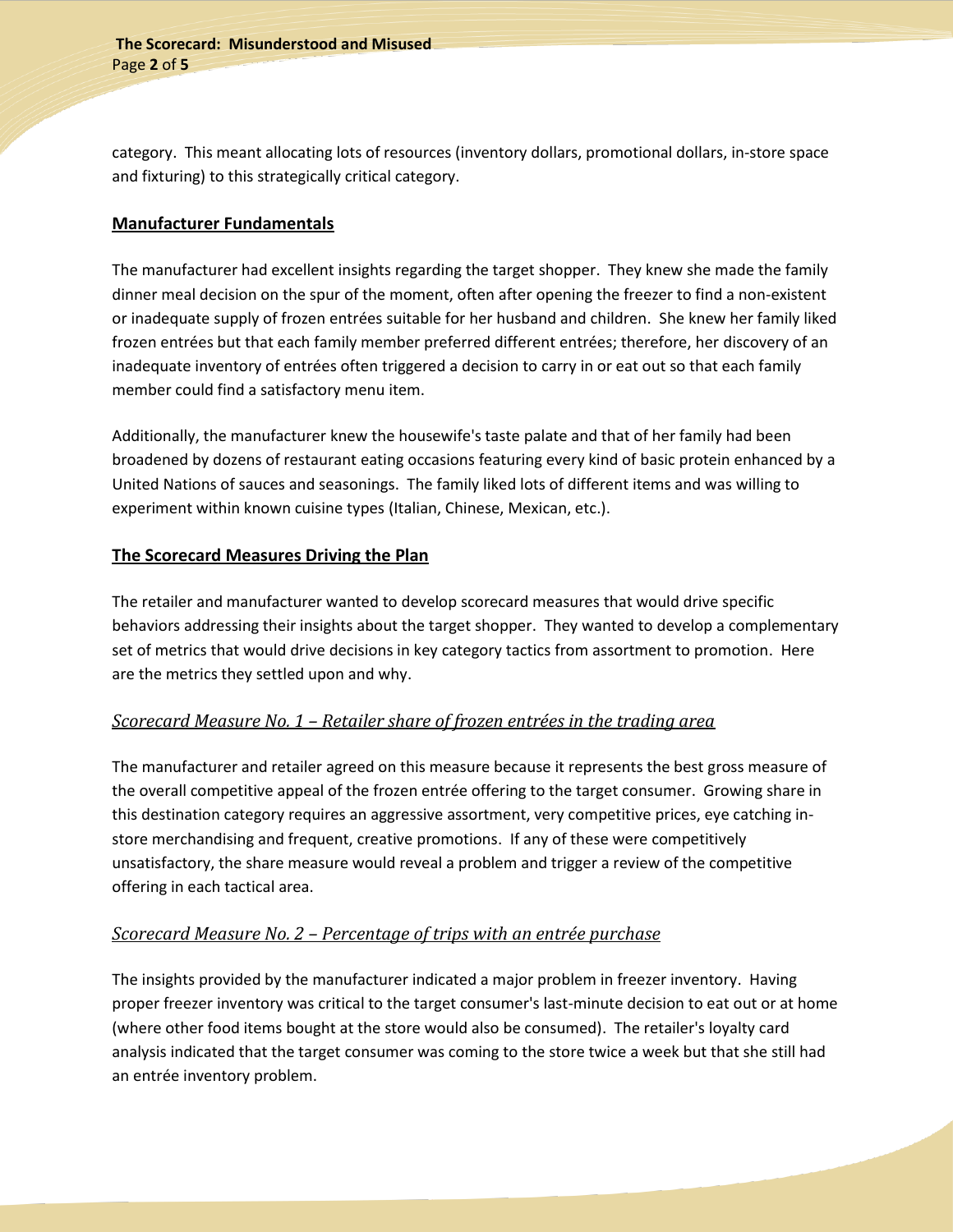category. This meant allocating lots of resources (inventory dollars, promotional dollars, in-store space and fixturing) to this strategically critical category.

## Manufacturer Fundamentals

The manufacturer had excellent insights regarding the target shopper. They knew she made the family dinner meal decision on the spur of the moment, often after opening the freezer to find a non-existent or inadequate supply of frozen entrées suitable for her husband and children. She knew her family liked frozen entrées but that each family member preferred different entrées; therefore, her discovery of an inadequate inventory of entrées often triggered a decision to carry in or eat out so that each family member could find a satisfactory menu item.

Additionally, the manufacturer knew the housewife's taste palate and that of her family had been broadened by dozens of restaurant eating occasions featuring every kind of basic protein enhanced by a United Nations of sauces and seasonings. The family liked lots of different items and was willing to experiment within known cuisine types (Italian, Chinese, Mexican, etc.).

## The Scorecard Measures Driving the Plan

The retailer and manufacturer wanted to develop scorecard measures that would drive specific behaviors addressing their insights about the target shopper. They wanted to develop a complementary set of metrics that would drive decisions in key category tactics from assortment to promotion. Here are the metrics they settled upon and why.

### *Scorecard Measure No. 1 – Retailer share of frozen entrées in the trading area*

The manufacturer and retailer agreed on this measure because it represents the best gross measure of the overall competitive appeal of the frozen entrée offering to the target consumer. Growing share in this destination category requires an aggressive assortment, very competitive prices, eye catching in-store merchandising and frequent, creative promotions. If any of these were competitively unsatisfactory, the share measure would reveal a problem and trigger a review of the competitive offering in each tactical area.

### *Scorecard Measure No. 2 – Percentage of trips with an entrée purchase*

The insights provided by the manufacturer indicated a major problem in freezer inventory. Having proper freezer inventory was critical to the target consumer's last-minute decision to eat out or at home (where other food items bought at the store would also be consumed). The retailer's loyalty card analysis indicated that the target consumer was coming to the store twice a week but that she still had an entrée inventory problem.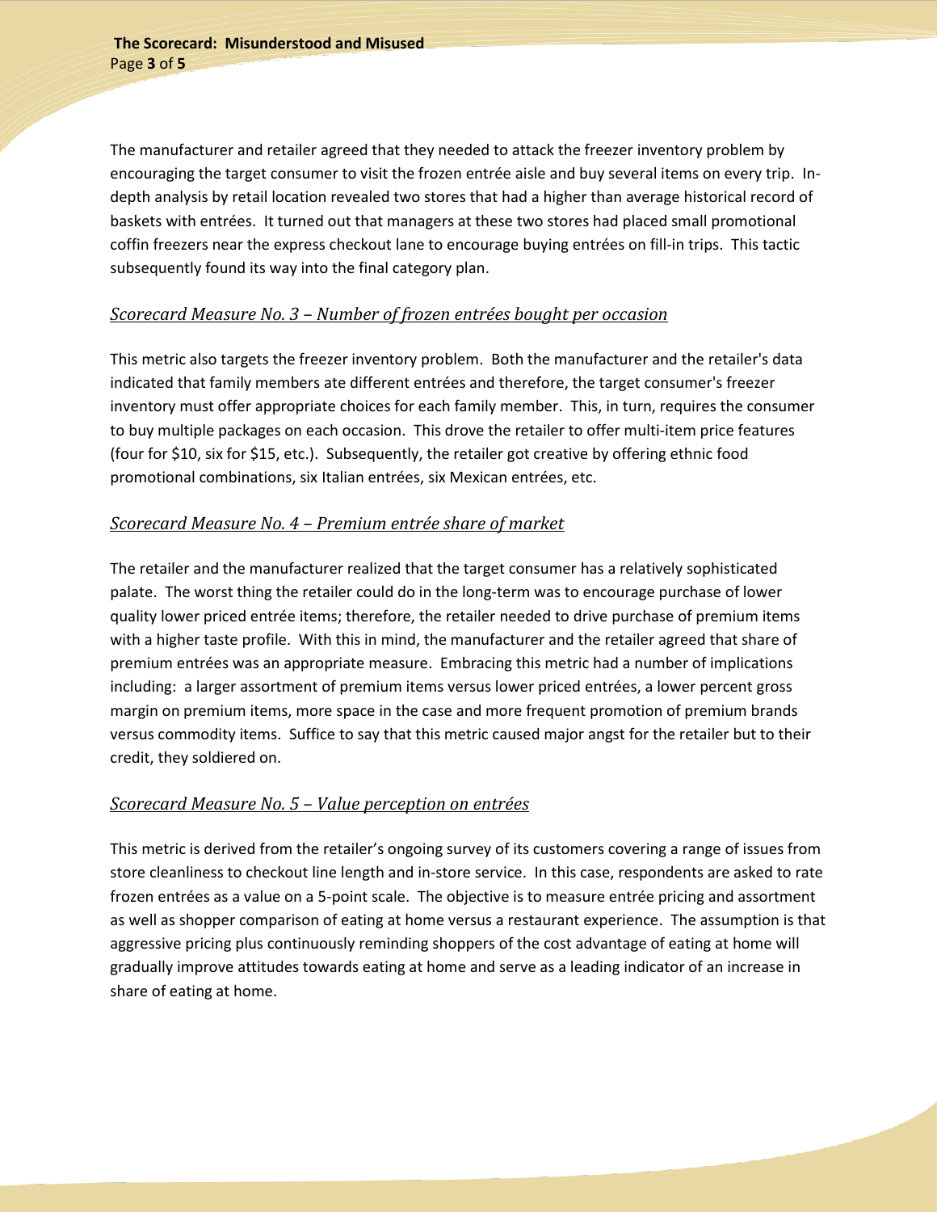The manufacturer and retailer agreed that they needed to attack the freezer inventory problem by encouraging the target consumer to visit the frozen entrée aisle and buy several items on every trip. In-depth analysis by retail location revealed two stores that had a higher than average historical record of baskets with entrées. It turned out that managers at these two stores had placed small promotional coffin freezers near the express checkout lane to encourage buying entrées on fill-in trips. This tactic subsequently found its way into the final category plan.

## *Scorecard Measure No. 3 – Number of frozen entrées bought per occasion*

This metric also targets the freezer inventory problem. Both the manufacturer and the retailer's data indicated that family members ate different entrées and therefore, the target consumer's freezer inventory must offer appropriate choices for each family member. This, in turn, requires the consumer to buy multiple packages on each occasion. This drove the retailer to offer multi-item price features (four for $10, six for $15, etc.). Subsequently, the retailer got creative by offering ethnic food promotional combinations, six Italian entrées, six Mexican entrées, etc.

## *Scorecard Measure No. 4 – Premium entrée share of market*

The retailer and the manufacturer realized that the target consumer has a relatively sophisticated palate. The worst thing the retailer could do in the long-term was to encourage purchase of lower quality lower priced entrée items; therefore, the retailer needed to drive purchase of premium items with a higher taste profile. With this in mind, the manufacturer and the retailer agreed that share of premium entrées was an appropriate measure. Embracing this metric had a number of implications including: a larger assortment of premium items versus lower priced entrées, a lower percent gross margin on premium items, more space in the case and more frequent promotion of premium brands versus commodity items. Suffice to say that this metric caused major angst for the retailer but to their credit, they soldiered on.

## *Scorecard Measure No. 5 – Value perception on entrées*

This metric is derived from the retailer's ongoing survey of its customers covering a range of issues from store cleanliness to checkout line length and in-store service. In this case, respondents are asked to rate frozen entrées as a value on a 5-point scale. The objective is to measure entrée pricing and assortment as well as shopper comparison of eating at home versus a restaurant experience. The assumption is that aggressive pricing plus continuously reminding shoppers of the cost advantage of eating at home will gradually improve attitudes towards eating at home and serve as a leading indicator of an increase in share of eating at home.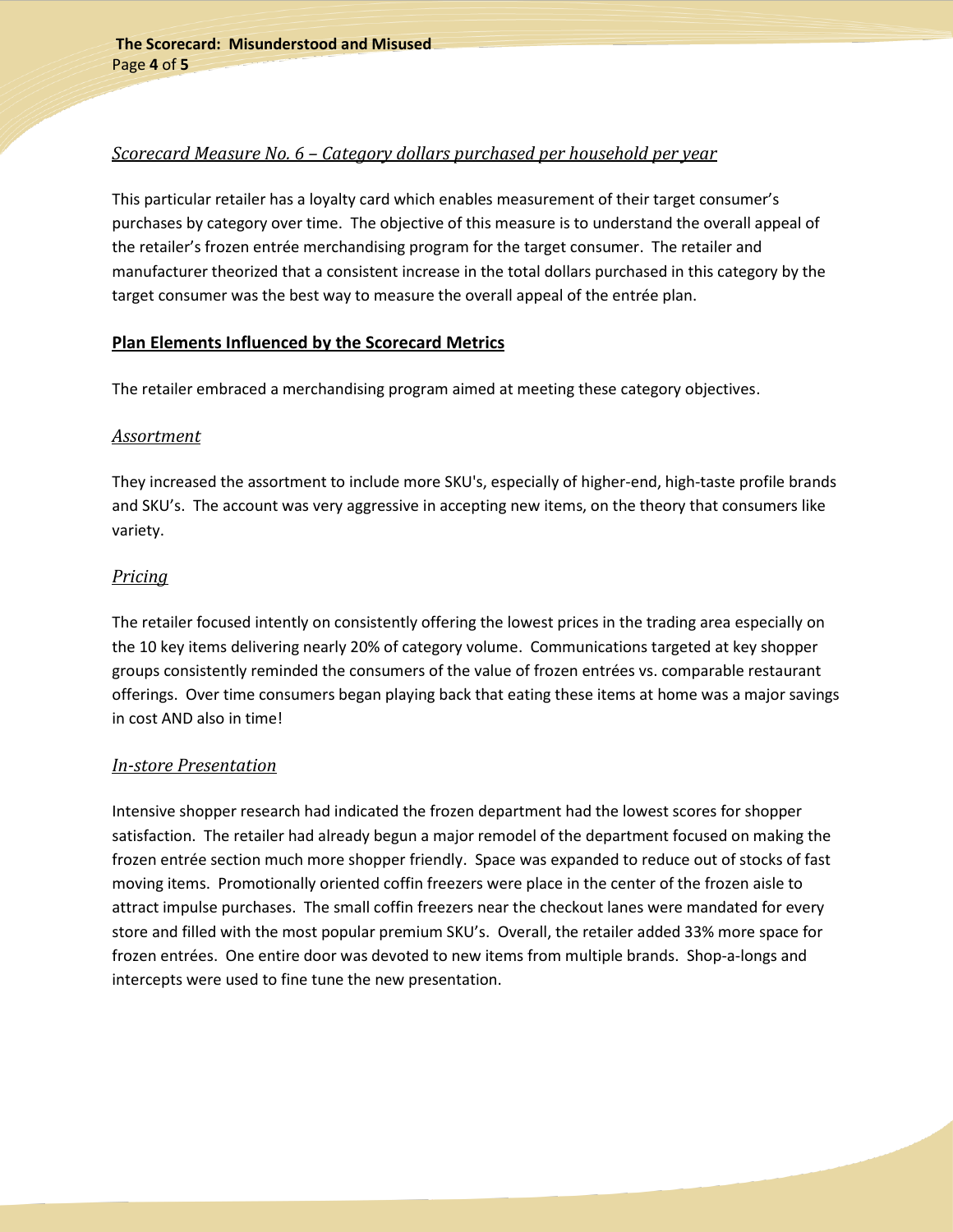*Scorecard Measure No. 6 – Category dollars purchased per household per year*

This particular retailer has a loyalty card which enables measurement of their target consumer's purchases by category over time. The objective of this measure is to understand the overall appeal of the retailer's frozen entrée merchandising program for the target consumer. The retailer and manufacturer theorized that a consistent increase in the total dollars purchased in this category by the target consumer was the best way to measure the overall appeal of the entrée plan.

## Plan Elements Influenced by the Scorecard Metrics

The retailer embraced a merchandising program aimed at meeting these category objectives.

### *Assortment*

They increased the assortment to include more SKU's, especially of higher-end, high-taste profile brands and SKU's. The account was very aggressive in accepting new items, on the theory that consumers like variety.

### *Pricing*

The retailer focused intently on consistently offering the lowest prices in the trading area especially on the 10 key items delivering nearly 20% of category volume. Communications targeted at key shopper groups consistently reminded the consumers of the value of frozen entrées vs. comparable restaurant offerings. Over time consumers began playing back that eating these items at home was a major savings in cost AND also in time!

### *In-store Presentation*

Intensive shopper research had indicated the frozen department had the lowest scores for shopper satisfaction. The retailer had already begun a major remodel of the department focused on making the frozen entrée section much more shopper friendly. Space was expanded to reduce out of stocks of fast moving items. Promotionally oriented coffin freezers were place in the center of the frozen aisle to attract impulse purchases. The small coffin freezers near the checkout lanes were mandated for every store and filled with the most popular premium SKU's. Overall, the retailer added 33% more space for frozen entrées. One entire door was devoted to new items from multiple brands. Shop-a-longs and intercepts were used to fine tune the new presentation.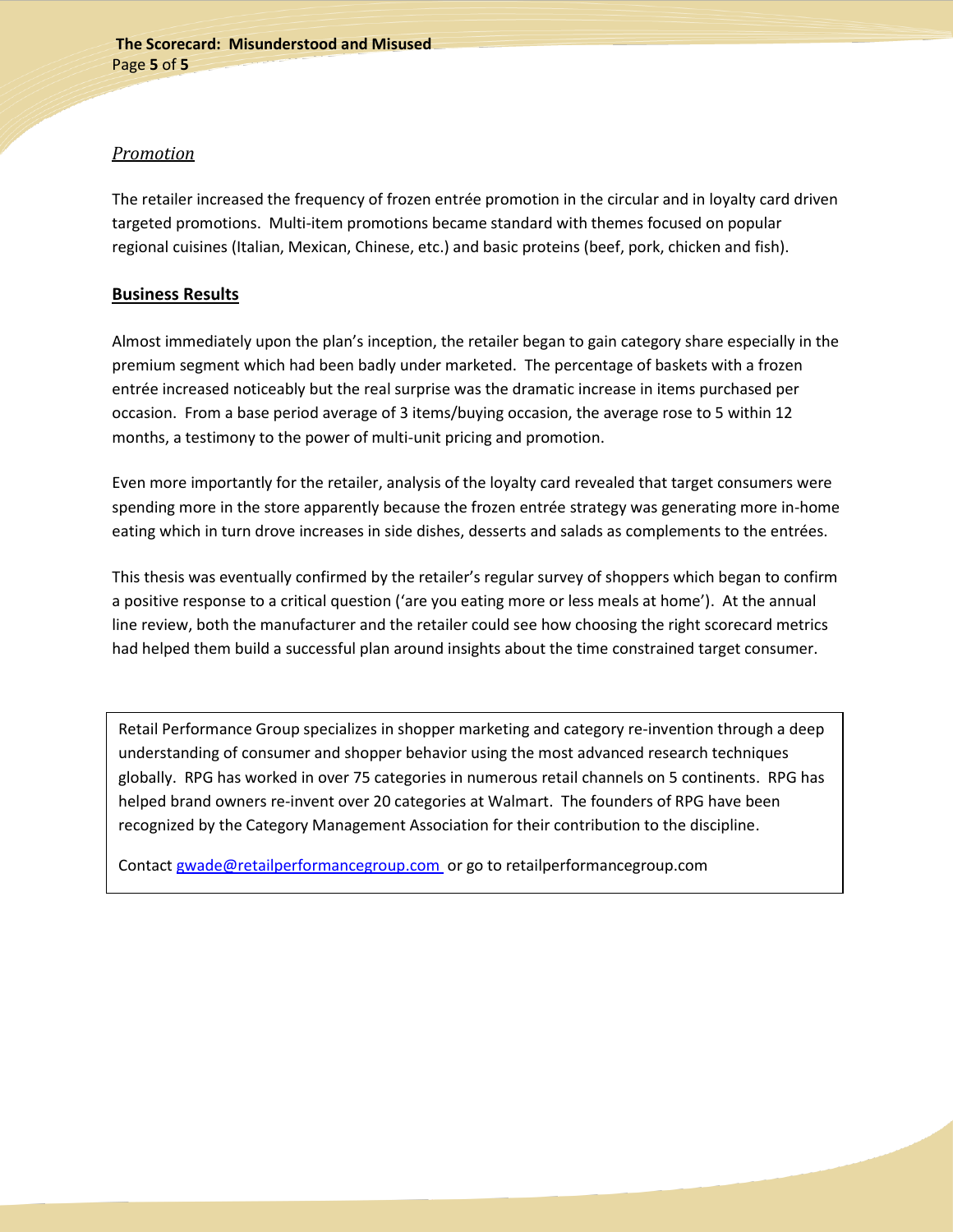*Promotion*

The retailer increased the frequency of frozen entrée promotion in the circular and in loyalty card driven targeted promotions. Multi-item promotions became standard with themes focused on popular regional cuisines (Italian, Mexican, Chinese, etc.) and basic proteins (beef, pork, chicken and fish).

## Business Results

Almost immediately upon the plan's inception, the retailer began to gain category share especially in the premium segment which had been badly under marketed. The percentage of baskets with a frozen entrée increased noticeably but the real surprise was the dramatic increase in items purchased per occasion. From a base period average of 3 items/buying occasion, the average rose to 5 within 12 months, a testimony to the power of multi-unit pricing and promotion.

Even more importantly for the retailer, analysis of the loyalty card revealed that target consumers were spending more in the store apparently because the frozen entrée strategy was generating more in-home eating which in turn drove increases in side dishes, desserts and salads as complements to the entrées.

This thesis was eventually confirmed by the retailer's regular survey of shoppers which began to confirm a positive response to a critical question ('are you eating more or less meals at home'). At the annual line review, both the manufacturer and the retailer could see how choosing the right scorecard metrics had helped them build a successful plan around insights about the time constrained target consumer.

Retail Performance Group specializes in shopper marketing and category re-invention through a deep understanding of consumer and shopper behavior using the most advanced research techniques globally. RPG has worked in over 75 categories in numerous retail channels on 5 continents. RPG has helped brand owners re-invent over 20 categories at Walmart. The founders of RPG have been recognized by the Category Management Association for their contribution to the discipline.

Contact gwade@retailperformancegroup.com or go to retailperformancegroup.com